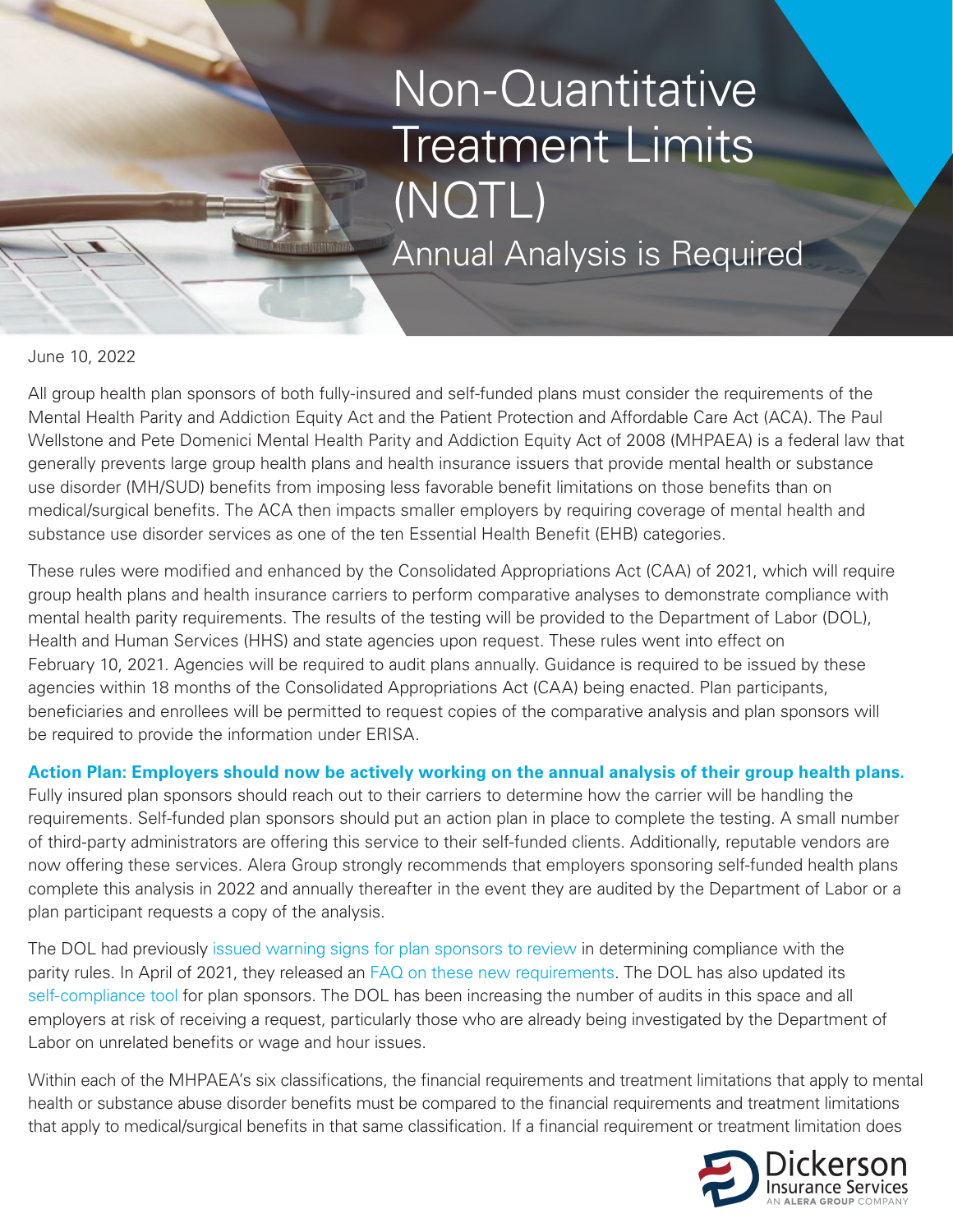# Non-Quantitative Treatment Limits (NQTL)

## Annual Analysis is Required

June 10, 2022

All group health plan sponsors of both fully-insured and self-funded plans must consider the requirements of the Mental Health Parity and Addiction Equity Act and the Patient Protection and Affordable Care Act (ACA). The Paul Wellstone and Pete Domenici Mental Health Parity and Addiction Equity Act of 2008 (MHPAEA) is a federal law that generally prevents large group health plans and health insurance issuers that provide mental health or substance use disorder (MH/SUD) benefits from imposing less favorable benefit limitations on those benefits than on medical/surgical benefits. The ACA then impacts smaller employers by requiring coverage of mental health and substance use disorder services as one of the ten Essential Health Benefit (EHB) categories.

These rules were modified and enhanced by the Consolidated Appropriations Act (CAA) of 2021, which will require group health plans and health insurance carriers to perform comparative analyses to demonstrate compliance with mental health parity requirements. The results of the testing will be provided to the Department of Labor (DOL), Health and Human Services (HHS) and state agencies upon request. These rules went into effect on February 10, 2021. Agencies will be required to audit plans annually. Guidance is required to be issued by these agencies within 18 months of the Consolidated Appropriations Act (CAA) being enacted. Plan participants, beneficiaries and enrollees will be permitted to request copies of the comparative analysis and plan sponsors will be required to provide the information under ERISA.

**Action Plan: Employers should now be actively working on the annual analysis of their group health plans.** Fully insured plan sponsors should reach out to their carriers to determine how the carrier will be handling the requirements. Self-funded plan sponsors should put an action plan in place to complete the testing. A small number of third-party administrators are offering this service to their self-funded clients. Additionally, reputable vendors are now offering these services. Alera Group strongly recommends that employers sponsoring self-funded health plans complete this analysis in 2022 and annually thereafter in the event they are audited by the Department of Labor or a plan participant requests a copy of the analysis.

The DOL had previously issued warning signs for plan sponsors to review in determining compliance with the parity rules. In April of 2021, they released an FAQ on these new requirements. The DOL has also updated its self-compliance tool for plan sponsors. The DOL has been increasing the number of audits in this space and all employers at risk of receiving a request, particularly those who are already being investigated by the Department of Labor on unrelated benefits or wage and hour issues.

Within each of the MHPAEA's six classifications, the financial requirements and treatment limitations that apply to mental health or substance abuse disorder benefits must be compared to the financial requirements and treatment limitations that apply to medical/surgical benefits in that same classification. If a financial requirement or treatment limitation does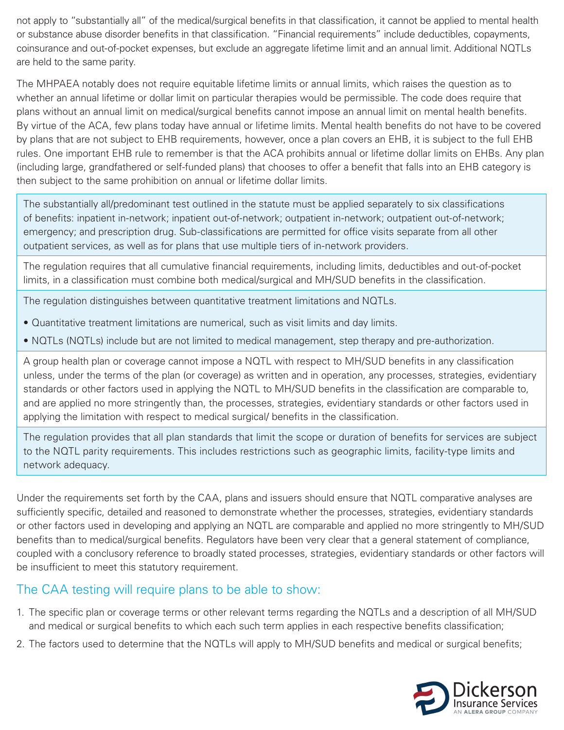not apply to "substantially all" of the medical/surgical benefits in that classification, it cannot be applied to mental health or substance abuse disorder benefits in that classification. "Financial requirements" include deductibles, copayments, coinsurance and out-of-pocket expenses, but exclude an aggregate lifetime limit and an annual limit. Additional NQTLs are held to the same parity.

The MHPAEA notably does not require equitable lifetime limits or annual limits, which raises the question as to whether an annual lifetime or dollar limit on particular therapies would be permissible. The code does require that plans without an annual limit on medical/surgical benefits cannot impose an annual limit on mental health benefits. By virtue of the ACA, few plans today have annual or lifetime limits. Mental health benefits do not have to be covered by plans that are not subject to EHB requirements, however, once a plan covers an EHB, it is subject to the full EHB rules. One important EHB rule to remember is that the ACA prohibits annual or lifetime dollar limits on EHBs. Any plan (including large, grandfathered or self-funded plans) that chooses to offer a benefit that falls into an EHB category is then subject to the same prohibition on annual or lifetime dollar limits.

The substantially all/predominant test outlined in the statute must be applied separately to six classifications of benefits: inpatient in-network; inpatient out-of-network; outpatient in-network; outpatient out-of-network; emergency; and prescription drug. Sub-classifications are permitted for office visits separate from all other outpatient services, as well as for plans that use multiple tiers of in-network providers.

The regulation requires that all cumulative financial requirements, including limits, deductibles and out-of-pocket limits, in a classification must combine both medical/surgical and MH/SUD benefits in the classification.

The regulation distinguishes between quantitative treatment limitations and NQTLs.

- Quantitative treatment limitations are numerical, such as visit limits and day limits.
- NQTLs (NQTLs) include but are not limited to medical management, step therapy and pre-authorization.

A group health plan or coverage cannot impose a NQTL with respect to MH/SUD benefits in any classification unless, under the terms of the plan (or coverage) as written and in operation, any processes, strategies, evidentiary standards or other factors used in applying the NQTL to MH/SUD benefits in the classification are comparable to, and are applied no more stringently than, the processes, strategies, evidentiary standards or other factors used in applying the limitation with respect to medical surgical/ benefits in the classification.

The regulation provides that all plan standards that limit the scope or duration of benefits for services are subject to the NQTL parity requirements. This includes restrictions such as geographic limits, facility-type limits and network adequacy.

Under the requirements set forth by the CAA, plans and issuers should ensure that NQTL comparative analyses are sufficiently specific, detailed and reasoned to demonstrate whether the processes, strategies, evidentiary standards or other factors used in developing and applying an NQTL are comparable and applied no more stringently to MH/SUD benefits than to medical/surgical benefits. Regulators have been very clear that a general statement of compliance, coupled with a conclusory reference to broadly stated processes, strategies, evidentiary standards or other factors will be insufficient to meet this statutory requirement.

## The CAA testing will require plans to be able to show:

1. The specific plan or coverage terms or other relevant terms regarding the NQTLs and a description of all MH/SUD and medical or surgical benefits to which each such term applies in each respective benefits classification;
2. The factors used to determine that the NQTLs will apply to MH/SUD benefits and medical or surgical benefits;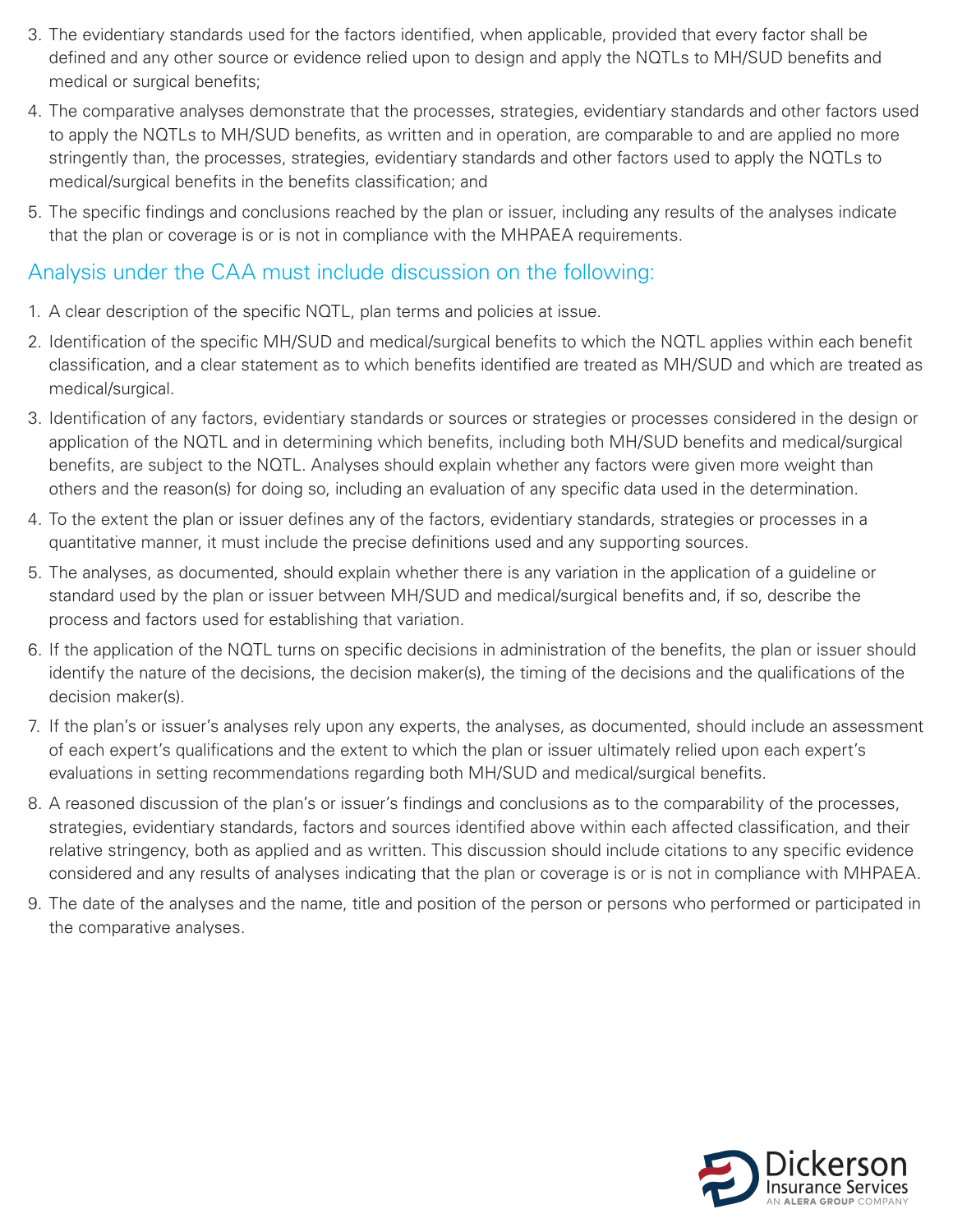3. The evidentiary standards used for the factors identified, when applicable, provided that every factor shall be defined and any other source or evidence relied upon to design and apply the NQTLs to MH/SUD benefits and medical or surgical benefits;
4. The comparative analyses demonstrate that the processes, strategies, evidentiary standards and other factors used to apply the NQTLs to MH/SUD benefits, as written and in operation, are comparable to and are applied no more stringently than, the processes, strategies, evidentiary standards and other factors used to apply the NQTLs to medical/surgical benefits in the benefits classification; and
5. The specific findings and conclusions reached by the plan or issuer, including any results of the analyses indicate that the plan or coverage is or is not in compliance with the MHPAEA requirements.

## Analysis under the CAA must include discussion on the following:

1. A clear description of the specific NQTL, plan terms and policies at issue.
2. Identification of the specific MH/SUD and medical/surgical benefits to which the NQTL applies within each benefit classification, and a clear statement as to which benefits identified are treated as MH/SUD and which are treated as medical/surgical.
3. Identification of any factors, evidentiary standards or sources or strategies or processes considered in the design or application of the NQTL and in determining which benefits, including both MH/SUD benefits and medical/surgical benefits, are subject to the NQTL. Analyses should explain whether any factors were given more weight than others and the reason(s) for doing so, including an evaluation of any specific data used in the determination.
4. To the extent the plan or issuer defines any of the factors, evidentiary standards, strategies or processes in a quantitative manner, it must include the precise definitions used and any supporting sources.
5. The analyses, as documented, should explain whether there is any variation in the application of a guideline or standard used by the plan or issuer between MH/SUD and medical/surgical benefits and, if so, describe the process and factors used for establishing that variation.
6. If the application of the NQTL turns on specific decisions in administration of the benefits, the plan or issuer should identify the nature of the decisions, the decision maker(s), the timing of the decisions and the qualifications of the decision maker(s).
7. If the plan's or issuer's analyses rely upon any experts, the analyses, as documented, should include an assessment of each expert's qualifications and the extent to which the plan or issuer ultimately relied upon each expert's evaluations in setting recommendations regarding both MH/SUD and medical/surgical benefits.
8. A reasoned discussion of the plan's or issuer's findings and conclusions as to the comparability of the processes, strategies, evidentiary standards, factors and sources identified above within each affected classification, and their relative stringency, both as applied and as written. This discussion should include citations to any specific evidence considered and any results of analyses indicating that the plan or coverage is or is not in compliance with MHPAEA.
9. The date of the analyses and the name, title and position of the person or persons who performed or participated in the comparative analyses.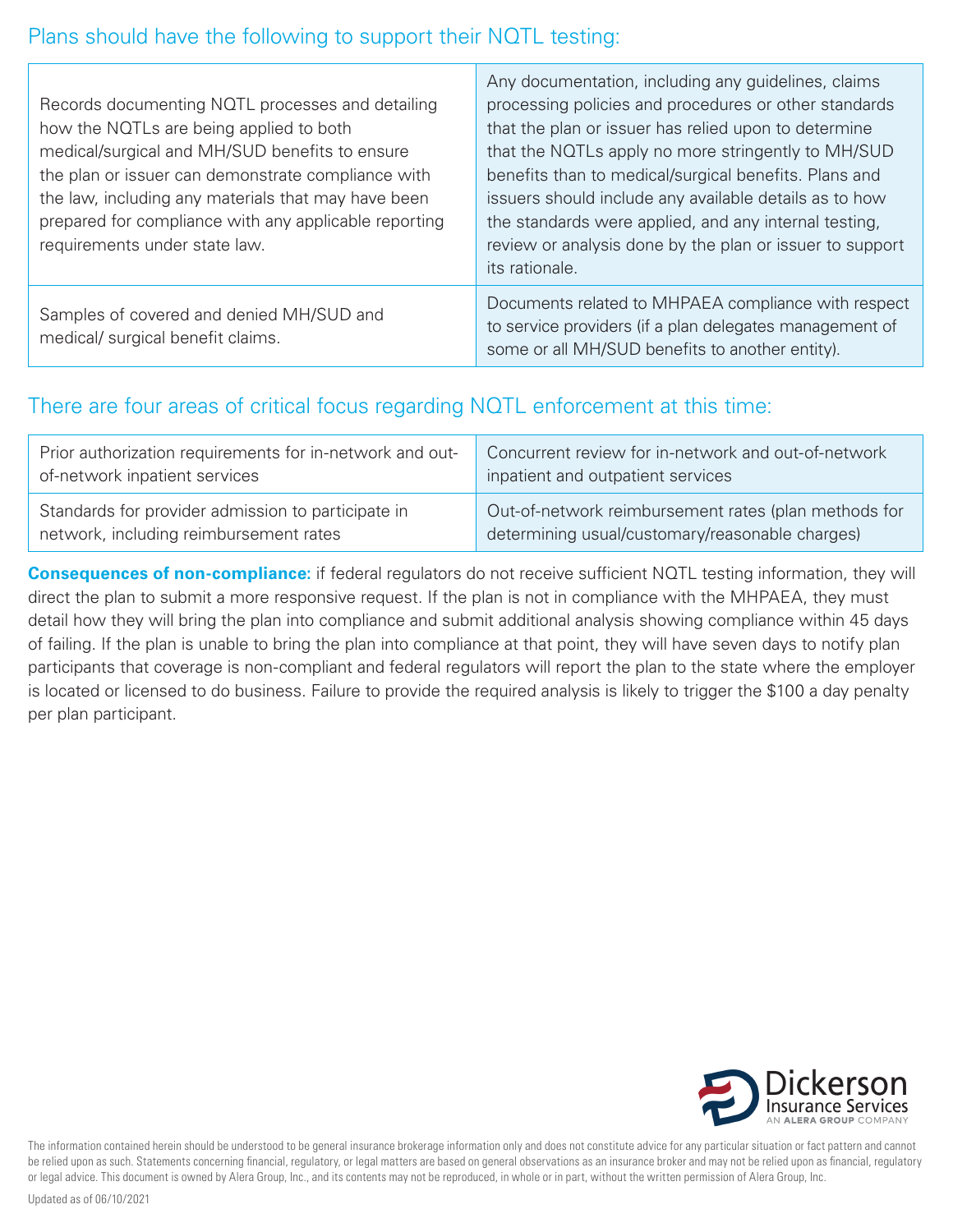## Plans should have the following to support their NQTL testing:

| | |
|---|---|
| Records documenting NQTL processes and detailing how the NQTLs are being applied to both medical/surgical and MH/SUD benefits to ensure the plan or issuer can demonstrate compliance with the law, including any materials that may have been prepared for compliance with any applicable reporting requirements under state law. | Any documentation, including any guidelines, claims processing policies and procedures or other standards that the plan or issuer has relied upon to determine that the NQTLs apply no more stringently to MH/SUD benefits than to medical/surgical benefits. Plans and issuers should include any available details as to how the standards were applied, and any internal testing, review or analysis done by the plan or issuer to support its rationale. |
| Samples of covered and denied MH/SUD and medical/ surgical benefit claims. | Documents related to MHPAEA compliance with respect to service providers (if a plan delegates management of some or all MH/SUD benefits to another entity). |

## There are four areas of critical focus regarding NQTL enforcement at this time:

| | |
|---|---|
| Prior authorization requirements for in-network and out-of-network inpatient services | Concurrent review for in-network and out-of-network inpatient and outpatient services |
| Standards for provider admission to participate in network, including reimbursement rates | Out-of-network reimbursement rates (plan methods for determining usual/customary/reasonable charges) |

**Consequences of non-compliance:** if federal regulators do not receive sufficient NQTL testing information, they will direct the plan to submit a more responsive request. If the plan is not in compliance with the MHPAEA, they must detail how they will bring the plan into compliance and submit additional analysis showing compliance within 45 days of failing. If the plan is unable to bring the plan into compliance at that point, they will have seven days to notify plan participants that coverage is non-compliant and federal regulators will report the plan to the state where the employer is located or licensed to do business. Failure to provide the required analysis is likely to trigger the $100 a day penalty per plan participant.

Dickerson Insurance Services
AN ALERA GROUP COMPANY

The information contained herein should be understood to be general insurance brokerage information only and does not constitute advice for any particular situation or fact pattern and cannot be relied upon as such. Statements concerning financial, regulatory, or legal matters are based on general observations as an insurance broker and may not be relied upon as financial, regulatory or legal advice. This document is owned by Alera Group, Inc., and its contents may not be reproduced, in whole or in part, without the written permission of Alera Group, Inc.

Updated as of 06/10/2021